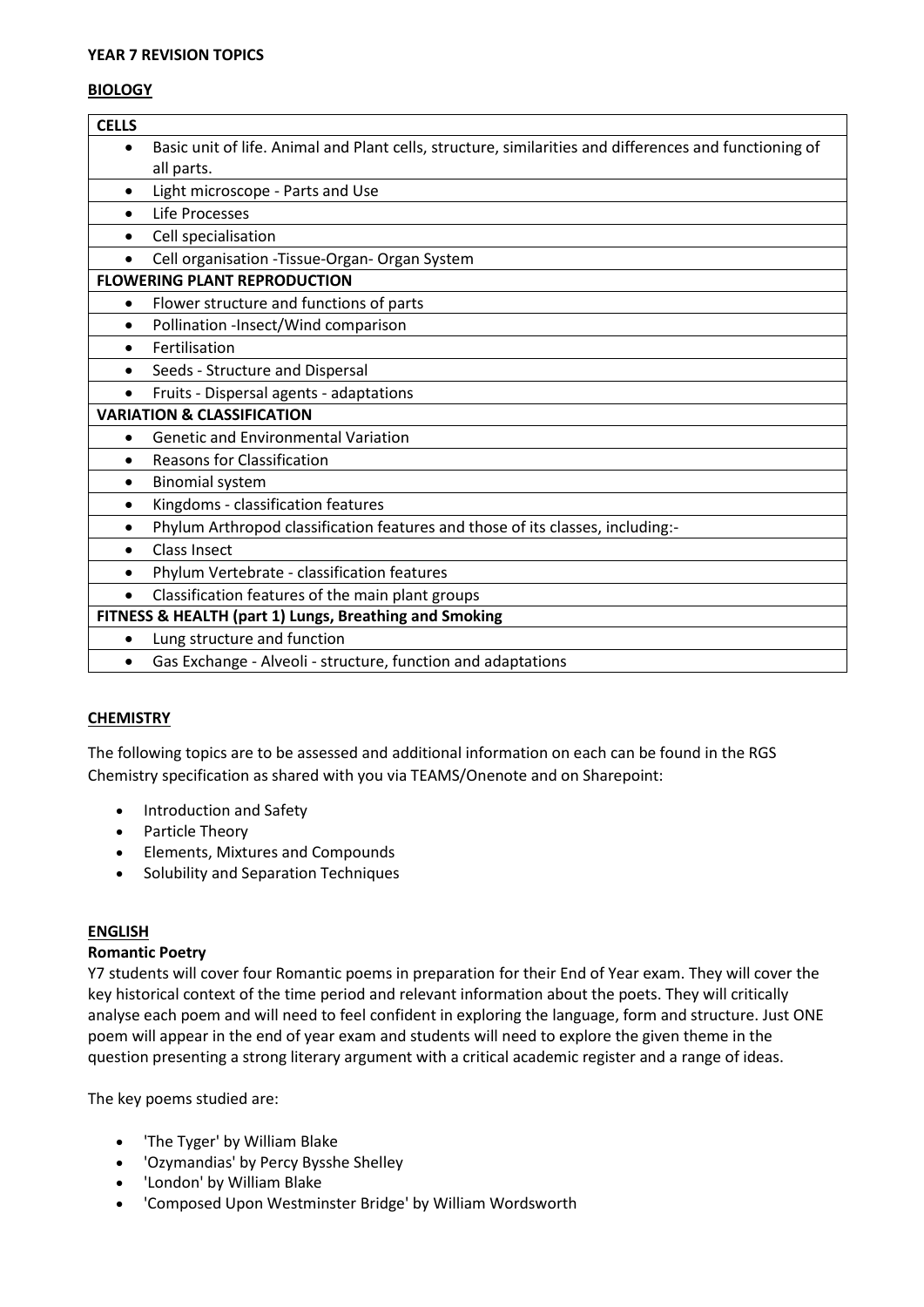**YEAR 7 REVISION TOPICS**

**BIOLOGY**

| **CELLS** |
| --- |
| • Basic unit of life. Animal and Plant cells, structure, similarities and differences and functioning of all parts. |
| • Light microscope - Parts and Use |
| • Life Processes |
| • Cell specialisation |
| • Cell organisation -Tissue-Organ- Organ System |
| **FLOWERING PLANT REPRODUCTION** |
| • Flower structure and functions of parts |
| • Pollination -Insect/Wind comparison |
| • Fertilisation |
| • Seeds - Structure and Dispersal |
| • Fruits - Dispersal agents - adaptations |
| **VARIATION & CLASSIFICATION** |
| • Genetic and Environmental Variation |
| • Reasons for Classification |
| • Binomial system |
| • Kingdoms - classification features |
| • Phylum Arthropod classification features and those of its classes, including:- |
| • Class Insect |
| • Phylum Vertebrate - classification features |
| • Classification features of the main plant groups |
| **FITNESS & HEALTH (part 1) Lungs, Breathing and Smoking** |
| • Lung structure and function |
| • Gas Exchange - Alveoli - structure, function and adaptations |

**CHEMISTRY**

The following topics are to be assessed and additional information on each can be found in the RGS Chemistry specification as shared with you via TEAMS/Onenote and on Sharepoint:

- Introduction and Safety
- Particle Theory
- Elements, Mixtures and Compounds
- Solubility and Separation Techniques

**ENGLISH**

**Romantic Poetry**

Y7 students will cover four Romantic poems in preparation for their End of Year exam. They will cover the key historical context of the time period and relevant information about the poets. They will critically analyse each poem and will need to feel confident in exploring the language, form and structure. Just ONE poem will appear in the end of year exam and students will need to explore the given theme in the question presenting a strong literary argument with a critical academic register and a range of ideas.

The key poems studied are:

- 'The Tyger' by William Blake
- 'Ozymandias' by Percy Bysshe Shelley
- 'London' by William Blake
- 'Composed Upon Westminster Bridge' by William Wordsworth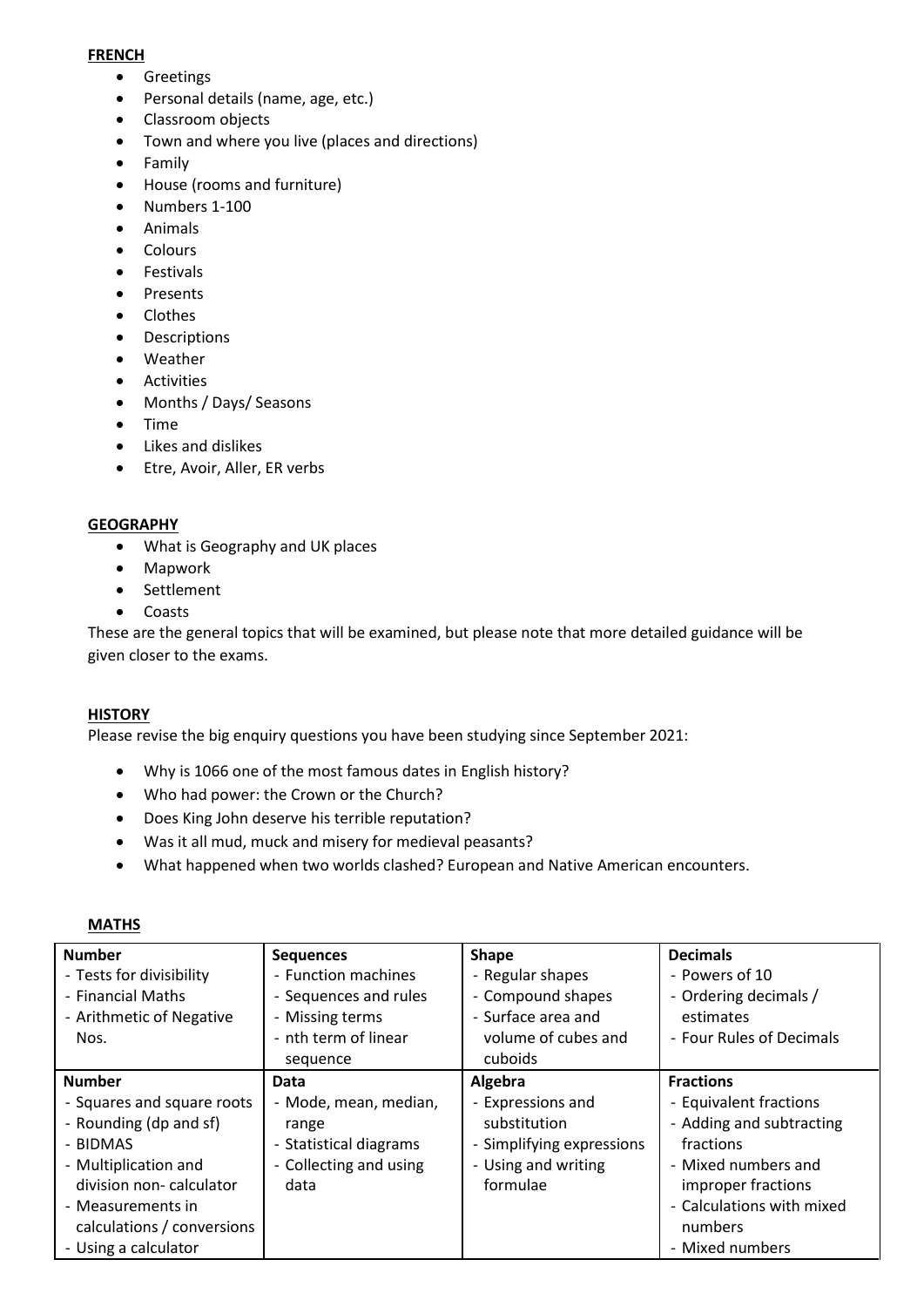**FRENCH**

- Greetings
- Personal details (name, age, etc.)
- Classroom objects
- Town and where you live (places and directions)
- Family
- House (rooms and furniture)
- Numbers 1-100
- Animals
- Colours
- Festivals
- Presents
- Clothes
- Descriptions
- Weather
- Activities
- Months / Days/ Seasons
- Time
- Likes and dislikes
- Etre, Avoir, Aller, ER verbs

**GEOGRAPHY**

- What is Geography and UK places
- Mapwork
- Settlement
- Coasts

These are the general topics that will be examined, but please note that more detailed guidance will be given closer to the exams.

**HISTORY**

Please revise the big enquiry questions you have been studying since September 2021:

- Why is 1066 one of the most famous dates in English history?
- Who had power: the Crown or the Church?
- Does King John deserve his terrible reputation?
- Was it all mud, muck and misery for medieval peasants?
- What happened when two worlds clashed? European and Native American encounters.

**MATHS**

| **Number** | **Sequences** | **Shape** | **Decimals** |
|---|---|---|---|
| - Tests for divisibility<br>- Financial Maths<br>- Arithmetic of Negative Nos. | - Function machines<br>- Sequences and rules<br>- Missing terms<br>- nth term of linear sequence | - Regular shapes<br>- Compound shapes<br>- Surface area and volume of cubes and cuboids | - Powers of 10<br>- Ordering decimals / estimates<br>- Four Rules of Decimals |
| **Number** | **Data** | **Algebra** | **Fractions** |
| - Squares and square roots<br>- Rounding (dp and sf)<br>- BIDMAS<br>- Multiplication and division non- calculator<br>- Measurements in calculations / conversions<br>- Using a calculator | - Mode, mean, median, range<br>- Statistical diagrams<br>- Collecting and using data | - Expressions and substitution<br>- Simplifying expressions<br>- Using and writing formulae | - Equivalent fractions<br>- Adding and subtracting fractions<br>- Mixed numbers and improper fractions<br>- Calculations with mixed numbers<br>- Mixed numbers |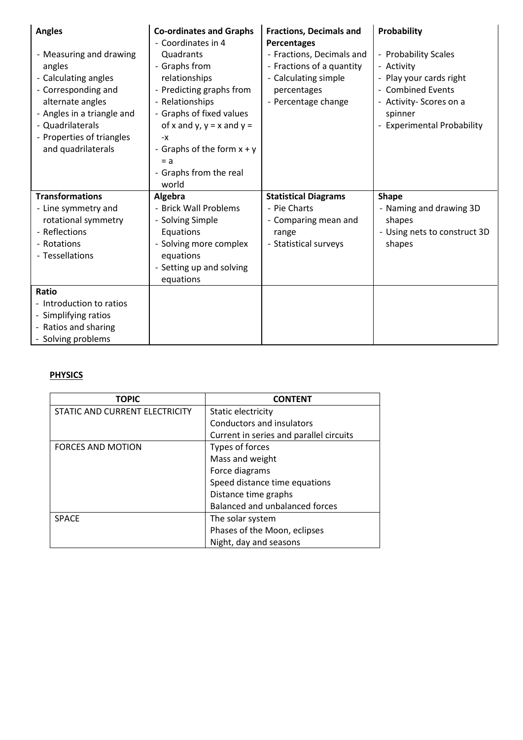| | | | |
|---|---|---|---|
| **Angles**<br>- Measuring and drawing angles<br>- Calculating angles<br>- Corresponding and alternate angles<br>- Angles in a triangle and<br>- Quadrilaterals<br>- Properties of triangles and quadrilaterals | **Co-ordinates and Graphs**<br>- Coordinates in 4 Quadrants<br>- Graphs from relationships<br>- Predicting graphs from<br>- Relationships<br>- Graphs of fixed values of x and y, y = x and y = -x<br>- Graphs of the form x + y = a<br>- Graphs from the real world | **Fractions, Decimals and Percentages**<br>- Fractions, Decimals and<br>- Fractions of a quantity<br>- Calculating simple percentages<br>- Percentage change | **Probability**<br>- Probability Scales<br>- Activity<br>- Play your cards right<br>- Combined Events<br>- Activity- Scores on a spinner<br>- Experimental Probability |
| **Transformations**<br>- Line symmetry and rotational symmetry<br>- Reflections<br>- Rotations<br>- Tessellations | **Algebra**<br>- Brick Wall Problems<br>- Solving Simple Equations<br>- Solving more complex equations<br>- Setting up and solving equations | **Statistical Diagrams**<br>- Pie Charts<br>- Comparing mean and range<br>- Statistical surveys | **Shape**<br>- Naming and drawing 3D shapes<br>- Using nets to construct 3D shapes |
| **Ratio**<br>- Introduction to ratios<br>- Simplifying ratios<br>- Ratios and sharing<br>- Solving problems | | | |

## PHYSICS

| TOPIC | CONTENT |
|---|---|
| STATIC AND CURRENT ELECTRICITY | Static electricity<br>Conductors and insulators<br>Current in series and parallel circuits |
| FORCES AND MOTION | Types of forces<br>Mass and weight<br>Force diagrams<br>Speed distance time equations<br>Distance time graphs<br>Balanced and unbalanced forces |
| SPACE | The solar system<br>Phases of the Moon, eclipses<br>Night, day and seasons |